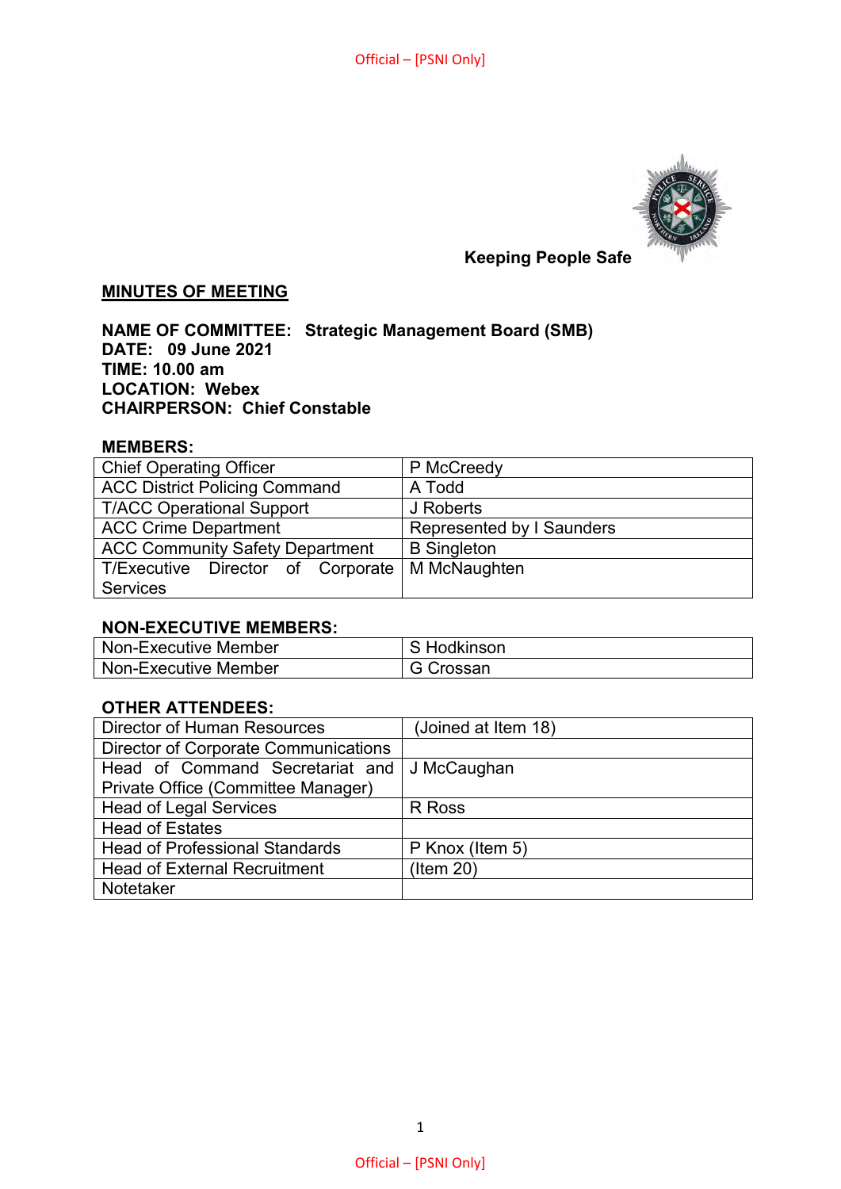**Keeping People Safe**

## MINUTES OF MEETING

**NAME OF COMMITTEE: Strategic Management Board (SMB)**
**DATE: 09 June 2021**
**TIME: 10.00 am**
**LOCATION: Webex**
**CHAIRPERSON: Chief Constable**

### MEMBERS:

| | |
|---|---|
| Chief Operating Officer | P McCreedy |
| ACC District Policing Command | A Todd |
| T/ACC Operational Support | J Roberts |
| ACC Crime Department | Represented by I Saunders |
| ACC Community Safety Department | B Singleton |
| T/Executive Director of Corporate Services | M McNaughten |

### NON-EXECUTIVE MEMBERS:

| | |
|---|---|
| Non-Executive Member | S Hodkinson |
| Non-Executive Member | G Crossan |

### OTHER ATTENDEES:

| | |
|---|---|
| Director of Human Resources | (Joined at Item 18) |
| Director of Corporate Communications | |
| Head of Command Secretariat and Private Office (Committee Manager) | J McCaughan |
| Head of Legal Services | R Ross |
| Head of Estates | |
| Head of Professional Standards | P Knox (Item 5) |
| Head of External Recruitment | (Item 20) |
| Notetaker | |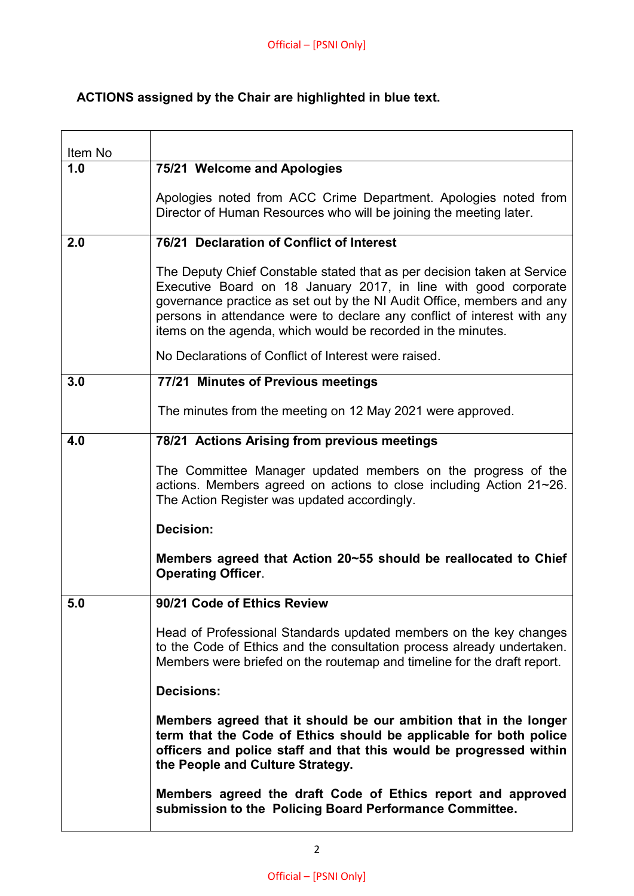**ACTIONS assigned by the Chair are highlighted in blue text.**

| Item No | |
|---|---|
| **1.0** | **75/21 Welcome and Apologies**<br><br>Apologies noted from ACC Crime Department. Apologies noted from Director of Human Resources who will be joining the meeting later. |
| **2.0** | **76/21 Declaration of Conflict of Interest**<br><br>The Deputy Chief Constable stated that as per decision taken at Service Executive Board on 18 January 2017, in line with good corporate governance practice as set out by the NI Audit Office, members and any persons in attendance were to declare any conflict of interest with any items on the agenda, which would be recorded in the minutes.<br><br>No Declarations of Conflict of Interest were raised. |
| **3.0** | **77/21 Minutes of Previous meetings**<br><br>The minutes from the meeting on 12 May 2021 were approved. |
| **4.0** | **78/21 Actions Arising from previous meetings**<br><br>The Committee Manager updated members on the progress of the actions. Members agreed on actions to close including Action 21~26. The Action Register was updated accordingly.<br><br>**Decision:**<br><br>**Members agreed that Action 20~55 should be reallocated to Chief Operating Officer**. |
| **5.0** | **90/21 Code of Ethics Review**<br><br>Head of Professional Standards updated members on the key changes to the Code of Ethics and the consultation process already undertaken. Members were briefed on the routemap and timeline for the draft report.<br><br>**Decisions:**<br><br>**Members agreed that it should be our ambition that in the longer term that the Code of Ethics should be applicable for both police officers and police staff and that this would be progressed within the People and Culture Strategy.**<br><br>**Members agreed the draft Code of Ethics report and approved submission to the Policing Board Performance Committee.** |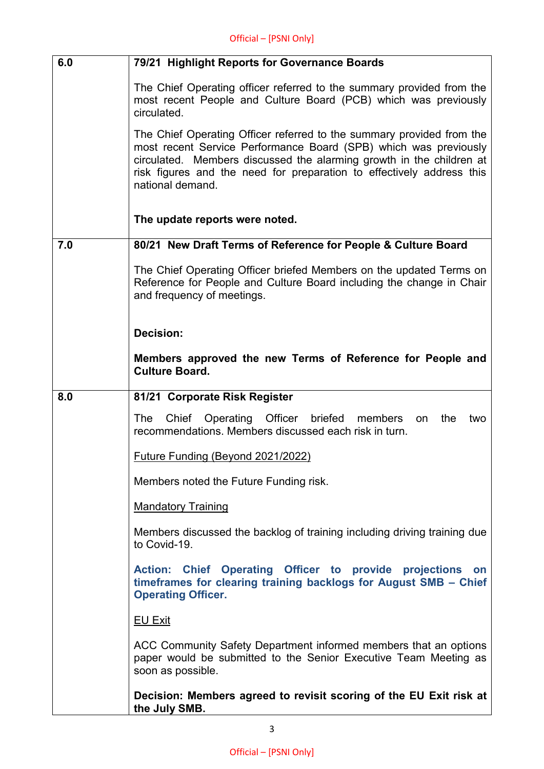| 6.0 | **79/21 Highlight Reports for Governance Boards**<br><br>The Chief Operating officer referred to the summary provided from the most recent People and Culture Board (PCB) which was previously circulated.<br><br>The Chief Operating Officer referred to the summary provided from the most recent Service Performance Board (SPB) which was previously circulated. Members discussed the alarming growth in the children at risk figures and the need for preparation to effectively address this national demand.<br><br>**The update reports were noted.** |
|---|---|
| 7.0 | **80/21 New Draft Terms of Reference for People & Culture Board**<br><br>The Chief Operating Officer briefed Members on the updated Terms on Reference for People and Culture Board including the change in Chair and frequency of meetings.<br><br>**Decision:**<br><br>**Members approved the new Terms of Reference for People and Culture Board.** |
| 8.0 | **81/21 Corporate Risk Register**<br><br>The Chief Operating Officer briefed members on the two recommendations. Members discussed each risk in turn.<br><br><u>Future Funding (Beyond 2021/2022)</u><br><br>Members noted the Future Funding risk.<br><br><u>Mandatory Training</u><br><br>Members discussed the backlog of training including driving training due to Covid-19.<br><br>**Action: Chief Operating Officer to provide projections on timeframes for clearing training backlogs for August SMB – Chief Operating Officer.**<br><br><u>EU Exit</u><br><br>ACC Community Safety Department informed members that an options paper would be submitted to the Senior Executive Team Meeting as soon as possible.<br><br>**Decision: Members agreed to revisit scoring of the EU Exit risk at the July SMB.** |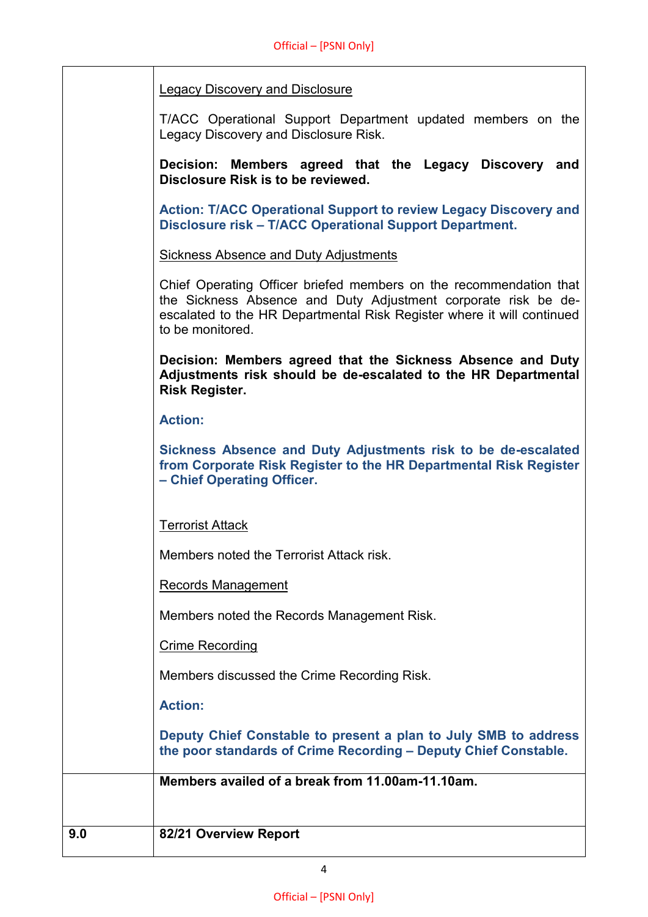| | |
|---|---|
| | Legacy Discovery and Disclosure<br><br>T/ACC Operational Support Department updated members on the Legacy Discovery and Disclosure Risk.<br><br>**Decision: Members agreed that the Legacy Discovery and Disclosure Risk is to be reviewed.**<br><br>**Action: T/ACC Operational Support to review Legacy Discovery and Disclosure risk – T/ACC Operational Support Department.**<br><br>Sickness Absence and Duty Adjustments<br><br>Chief Operating Officer briefed members on the recommendation that the Sickness Absence and Duty Adjustment corporate risk be de-escalated to the HR Departmental Risk Register where it will continued to be monitored.<br><br>**Decision: Members agreed that the Sickness Absence and Duty Adjustments risk should be de-escalated to the HR Departmental Risk Register.**<br><br>**Action:**<br><br>**Sickness Absence and Duty Adjustments risk to be de-escalated from Corporate Risk Register to the HR Departmental Risk Register – Chief Operating Officer.**<br><br>Terrorist Attack<br><br>Members noted the Terrorist Attack risk.<br><br>Records Management<br><br>Members noted the Records Management Risk.<br><br>Crime Recording<br><br>Members discussed the Crime Recording Risk.<br><br>**Action:**<br><br>**Deputy Chief Constable to present a plan to July SMB to address the poor standards of Crime Recording – Deputy Chief Constable.** |
| | **Members availed of a break from 11.00am-11.10am.** |
| **9.0** | **82/21 Overview Report** |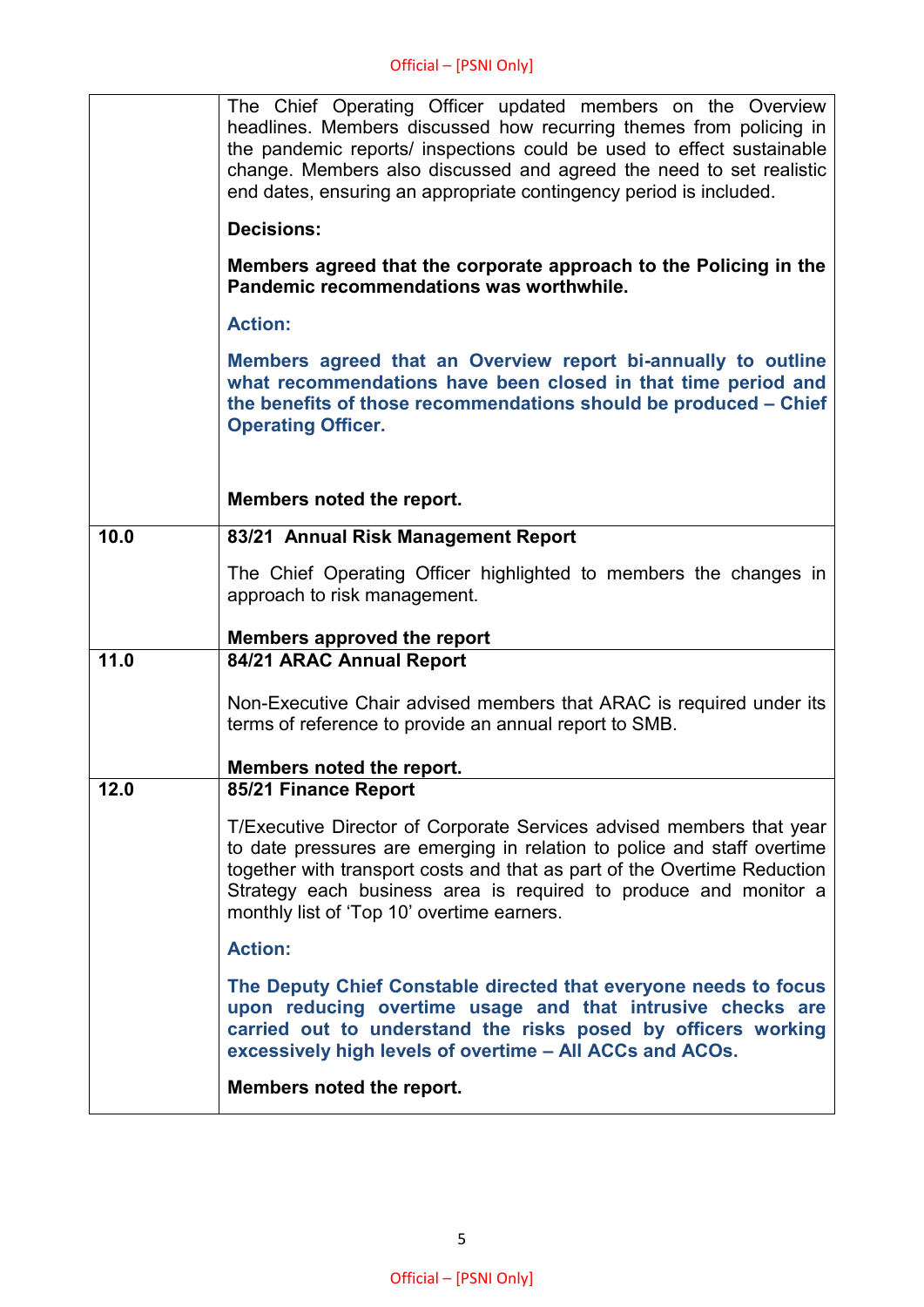| | |
|---|---|
| | The Chief Operating Officer updated members on the Overview headlines. Members discussed how recurring themes from policing in the pandemic reports/ inspections could be used to effect sustainable change. Members also discussed and agreed the need to set realistic end dates, ensuring an appropriate contingency period is included.<br><br>**Decisions:**<br><br>**Members agreed that the corporate approach to the Policing in the Pandemic recommendations was worthwhile.**<br><br>**Action:**<br><br>**Members agreed that an Overview report bi-annually to outline what recommendations have been closed in that time period and the benefits of those recommendations should be produced – Chief Operating Officer.**<br><br>**Members noted the report.** |
| **10.0** | **83/21 Annual Risk Management Report**<br><br>The Chief Operating Officer highlighted to members the changes in approach to risk management.<br><br>**Members approved the report** |
| **11.0** | **84/21 ARAC Annual Report**<br><br>Non-Executive Chair advised members that ARAC is required under its terms of reference to provide an annual report to SMB.<br><br>**Members noted the report.** |
| **12.0** | **85/21 Finance Report**<br><br>T/Executive Director of Corporate Services advised members that year to date pressures are emerging in relation to police and staff overtime together with transport costs and that as part of the Overtime Reduction Strategy each business area is required to produce and monitor a monthly list of 'Top 10' overtime earners.<br><br>**Action:**<br><br>**The Deputy Chief Constable directed that everyone needs to focus upon reducing overtime usage and that intrusive checks are carried out to understand the risks posed by officers working excessively high levels of overtime – All ACCs and ACOs.**<br><br>**Members noted the report.** |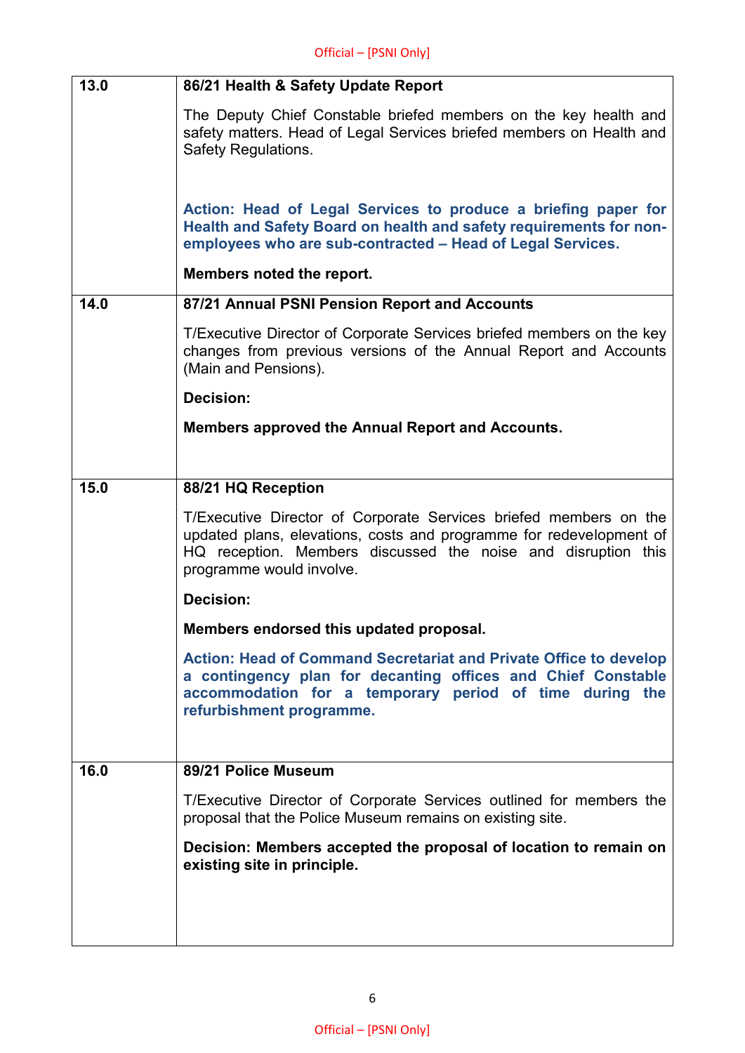| | |
|---|---|
| **13.0** | **86/21 Health & Safety Update Report**<br><br>The Deputy Chief Constable briefed members on the key health and safety matters. Head of Legal Services briefed members on Health and Safety Regulations.<br><br>**Action: Head of Legal Services to produce a briefing paper for Health and Safety Board on health and safety requirements for non-employees who are sub-contracted – Head of Legal Services.**<br><br>**Members noted the report.** |
| **14.0** | **87/21 Annual PSNI Pension Report and Accounts**<br><br>T/Executive Director of Corporate Services briefed members on the key changes from previous versions of the Annual Report and Accounts (Main and Pensions).<br><br>**Decision:**<br><br>**Members approved the Annual Report and Accounts.** |
| **15.0** | **88/21 HQ Reception**<br><br>T/Executive Director of Corporate Services briefed members on the updated plans, elevations, costs and programme for redevelopment of HQ reception. Members discussed the noise and disruption this programme would involve.<br><br>**Decision:**<br><br>**Members endorsed this updated proposal.**<br><br>**Action: Head of Command Secretariat and Private Office to develop a contingency plan for decanting offices and Chief Constable accommodation for a temporary period of time during the refurbishment programme.** |
| **16.0** | **89/21 Police Museum**<br><br>T/Executive Director of Corporate Services outlined for members the proposal that the Police Museum remains on existing site.<br><br>**Decision: Members accepted the proposal of location to remain on existing site in principle.** |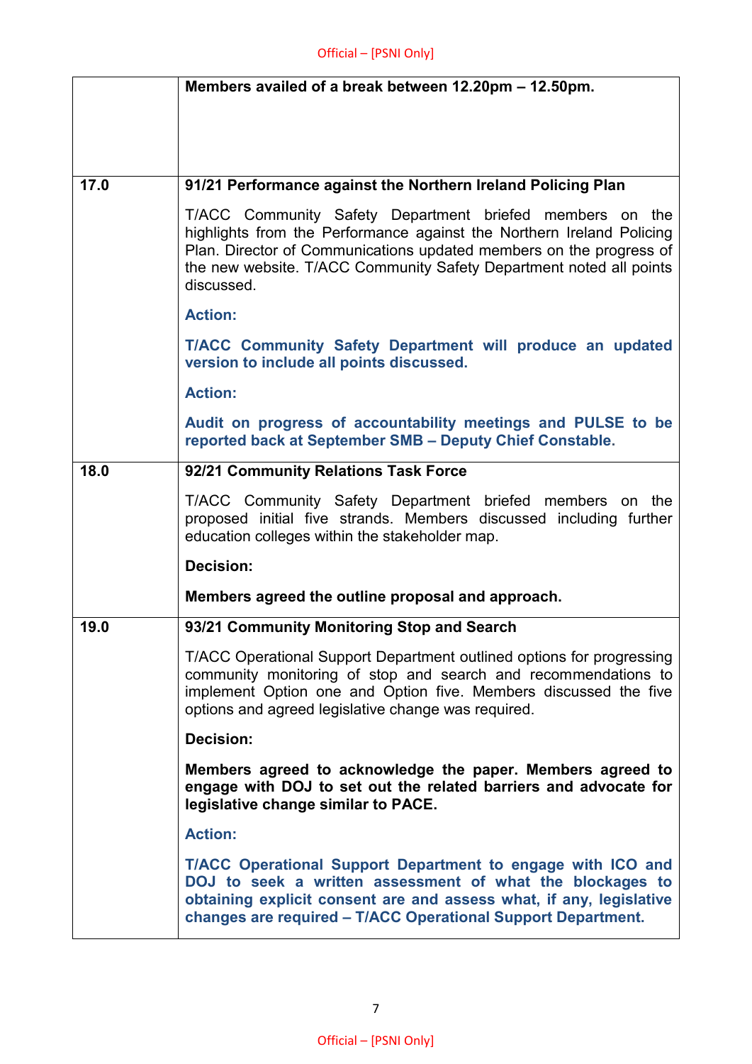| | |
|---|---|
| | **Members availed of a break between 12.20pm – 12.50pm.** |
| 17.0 | **91/21 Performance against the Northern Ireland Policing Plan**<br><br>T/ACC Community Safety Department briefed members on the highlights from the Performance against the Northern Ireland Policing Plan. Director of Communications updated members on the progress of the new website. T/ACC Community Safety Department noted all points discussed.<br><br>**Action:**<br><br>**T/ACC Community Safety Department will produce an updated version to include all points discussed.**<br><br>**Action:**<br><br>**Audit on progress of accountability meetings and PULSE to be reported back at September SMB – Deputy Chief Constable.** |
| 18.0 | **92/21 Community Relations Task Force**<br><br>T/ACC Community Safety Department briefed members on the proposed initial five strands. Members discussed including further education colleges within the stakeholder map.<br><br>**Decision:**<br><br>**Members agreed the outline proposal and approach.** |
| 19.0 | **93/21 Community Monitoring Stop and Search**<br><br>T/ACC Operational Support Department outlined options for progressing community monitoring of stop and search and recommendations to implement Option one and Option five. Members discussed the five options and agreed legislative change was required.<br><br>**Decision:**<br><br>**Members agreed to acknowledge the paper. Members agreed to engage with DOJ to set out the related barriers and advocate for legislative change similar to PACE.**<br><br>**Action:**<br><br>**T/ACC Operational Support Department to engage with ICO and DOJ to seek a written assessment of what the blockages to obtaining explicit consent are and assess what, if any, legislative changes are required – T/ACC Operational Support Department.** |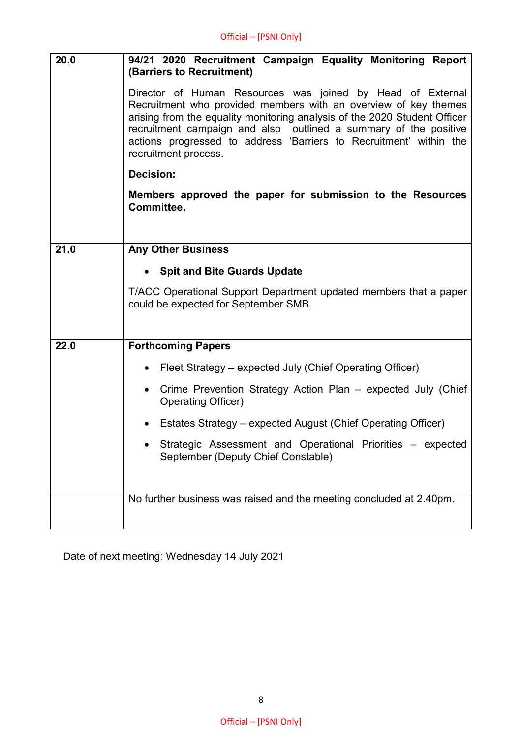| | |
|---|---|
| **20.0** | **94/21 2020 Recruitment Campaign Equality Monitoring Report (Barriers to Recruitment)**<br><br>Director of Human Resources was joined by Head of External Recruitment who provided members with an overview of key themes arising from the equality monitoring analysis of the 2020 Student Officer recruitment campaign and also outlined a summary of the positive actions progressed to address 'Barriers to Recruitment' within the recruitment process.<br><br>**Decision:**<br><br>**Members approved the paper for submission to the Resources Committee.** |
| **21.0** | **Any Other Business**<br><br>• **Spit and Bite Guards Update**<br><br>T/ACC Operational Support Department updated members that a paper could be expected for September SMB. |
| **22.0** | **Forthcoming Papers**<br><br>• Fleet Strategy – expected July (Chief Operating Officer)<br>• Crime Prevention Strategy Action Plan – expected July (Chief Operating Officer)<br>• Estates Strategy – expected August (Chief Operating Officer)<br>• Strategic Assessment and Operational Priorities – expected September (Deputy Chief Constable) |
| | No further business was raised and the meeting concluded at 2.40pm. |

Date of next meeting: Wednesday 14 July 2021